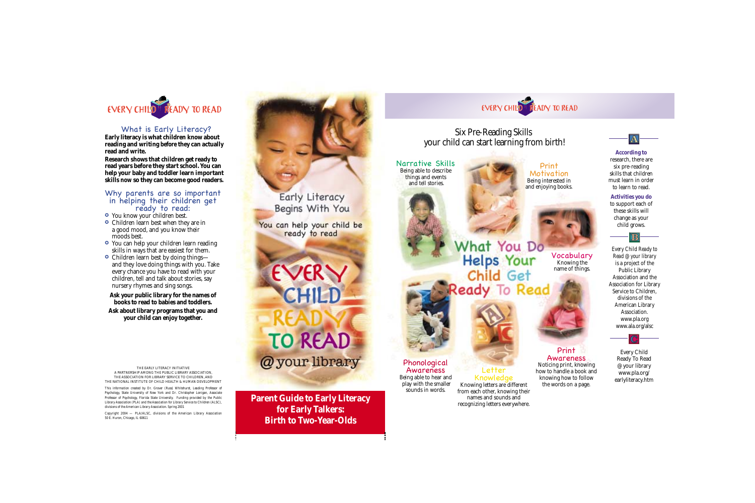EVERY CHILD READY TO READ

## What is Early Literacy?

**Early literacy is what children know about reading and writing before they can actually read and write.**

**Research shows that children get ready to read years before they start school. You can help your baby and toddler learn important skills now so they can become good readers.**

## Why parents are so important in helping their children get ready to read:

- You know your children best.
- Children learn best when they are in a good mood, and you know their moods best.
- You can help your children learn reading skills in ways that are easiest for them.
- Children learn best by doing things—and they love doing things with you. Take every chance you have to read with your children, tell and talk about stories, say nursery rhymes and sing songs.

**Ask your public library for the names of books to read to babies and toddlers.**

**Ask about library programs that you and your child can enjoy together.**

THE EARLY LITERACY INITIATIVE
A PARTNERSHIP AMONG THE PUBLIC LIBRARY ASSOCIATION,
THE ASSOCIATION FOR LIBRARY SERVICE TO CHILDREN, AND
THE NATIONAL INSTITUTE OF CHILD HEALTH & HUMAN DEVELOPMENT

This information created by Dr. Grover (Russ) Whitehurst, Leading Professor of Psychology, State University of New York and Dr. Christopher Lonigan, Associate Professor of Psychology, Florida State University. Funding provided by the Public Library Association (PLA) and the Association for Library Service to Children (ALSC), divisions of the American Library Association. Spring 2001

Copyright 2004 — PLA/ALSC, divisions of the American Library Association
50 E. Huron, Chicago, IL 60611

Early Literacy Begins With You

You can help your child be ready to read

EVERY CHILD READY TO READ @your library

**Parent Guide to Early Literacy for Early Talkers: Birth to Two-Year-Olds**

EVERY CHILD READY TO READ

## Six Pre-Reading Skills your child can start learning from birth!

What You Do Helps Your Child Get Ready To Read

**Narrative Skills**
Being able to describe things and events and tell stories.

**Print Motivation**
Being interested in and enjoying books.

**Vocabulary**
Knowing the name of things.

**Phonological Awareness**
Being able to hear and play with the smaller sounds in words.

**Letter Knowledge**
Knowing letters are different from each other, knowing their names and sounds and recognizing letters everywhere.

**Print Awareness**
Noticing print, knowing how to handle a book and knowing how to follow the words on a page.

A

***According to*** research, there are six pre-reading skills that children must learn in order to learn to read.

***Activities you do*** to support each of these skills will change as your child grows.

B

Every Child Ready to Read @ your library is a project of the Public Library Association and the Association for Library Service to Children, divisions of the American Library Association.
www.pla.org
www.ala.org/alsc

C

Every Child Ready To Read @ your library
www.pla.org/earlyliteracy.htm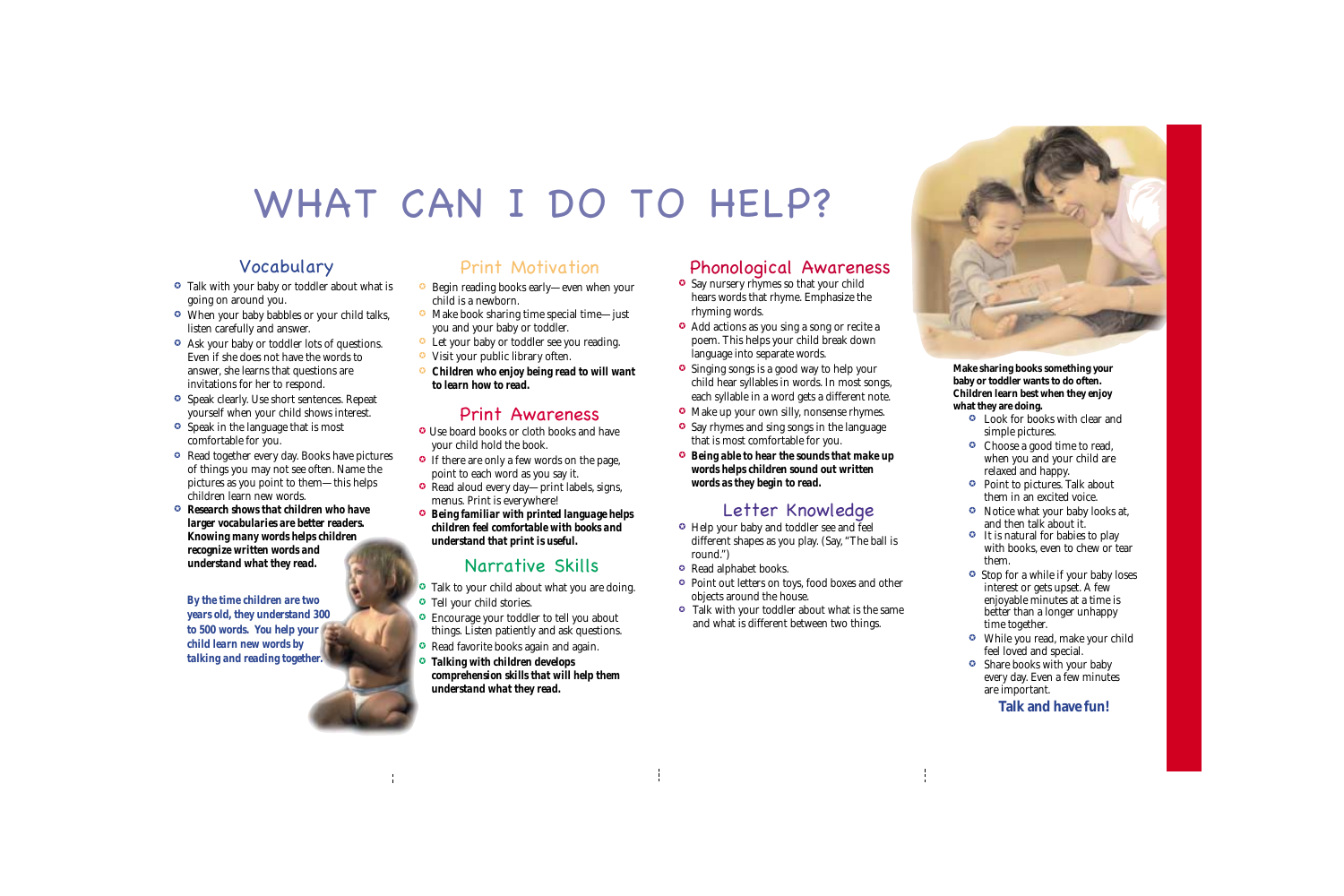# WHAT CAN I DO TO HELP?

## Vocabulary

- Talk with your baby or toddler about what is going on around you.
- When your baby babbles or your child talks, listen carefully and answer.
- Ask your baby or toddler lots of questions. Even if she does not have the words to answer, she learns that questions are invitations for her to respond.
- Speak clearly. Use short sentences. Repeat yourself when your child shows interest.
- Speak in the language that is most comfortable for you.
- Read together every day. Books have pictures of things you may not see often. Name the pictures as you point to them—this helps children learn new words.
- **Research shows that children who have larger vocabularies are better readers. Knowing many words helps children recognize written words and understand what they read.**

**By the time children are two years old, they understand 300 to 500 words. You help your child learn new words by talking and reading together.**

## Print Motivation

- Begin reading books early—even when your child is a newborn.
- Make book sharing time special time—just you and your baby or toddler.
- Let your baby or toddler see you reading.
- Visit your public library often.
- **Children who enjoy being read to will want to learn how to read.**

## Print Awareness

- Use board books or cloth books and have your child hold the book.
- If there are only a few words on the page, point to each word as you say it.
- Read aloud every day—print labels, signs, menus. Print is everywhere!
- **Being familiar with printed language helps children feel comfortable with books and understand that print is useful.**

## Narrative Skills

- Talk to your child about what you are doing.
- Tell your child stories.
- Encourage your toddler to tell you about things. Listen patiently and ask questions.
- Read favorite books again and again.
- **Talking with children develops comprehension skills that will help them understand what they read.**

## Phonological Awareness

- Say nursery rhymes so that your child hears words that rhyme. Emphasize the rhyming words.
- Add actions as you sing a song or recite a poem. This helps your child break down language into separate words.
- Singing songs is a good way to help your child hear syllables in words. In most songs, each syllable in a word gets a different note.
- Make up your own silly, nonsense rhymes.
- Say rhymes and sing songs in the language that is most comfortable for you.
- **Being able to hear the sounds that make up words helps children sound out written words as they begin to read.**

## Letter Knowledge

- Help your baby and toddler see and feel different shapes as you play. (Say, "The ball is round.")
- Read alphabet books.
- Point out letters on toys, food boxes and other objects around the house.
- Talk with your toddler about what is the same and what is different between two things.

**Make sharing books something your baby or toddler wants to do often. Children learn best when they enjoy what they are doing.**

- Look for books with clear and simple pictures.
- Choose a good time to read, when you and your child are relaxed and happy.
- Point to pictures. Talk about them in an excited voice.
- Notice what your baby looks at, and then talk about it.
- It is natural for babies to play with books, even to chew or tear them.
- Stop for a while if your baby loses interest or gets upset. A few enjoyable minutes at a time is better than a longer unhappy time together.
- While you read, make your child feel loved and special.
- Share books with your baby every day. Even a few minutes are important.

**Talk and have fun!**